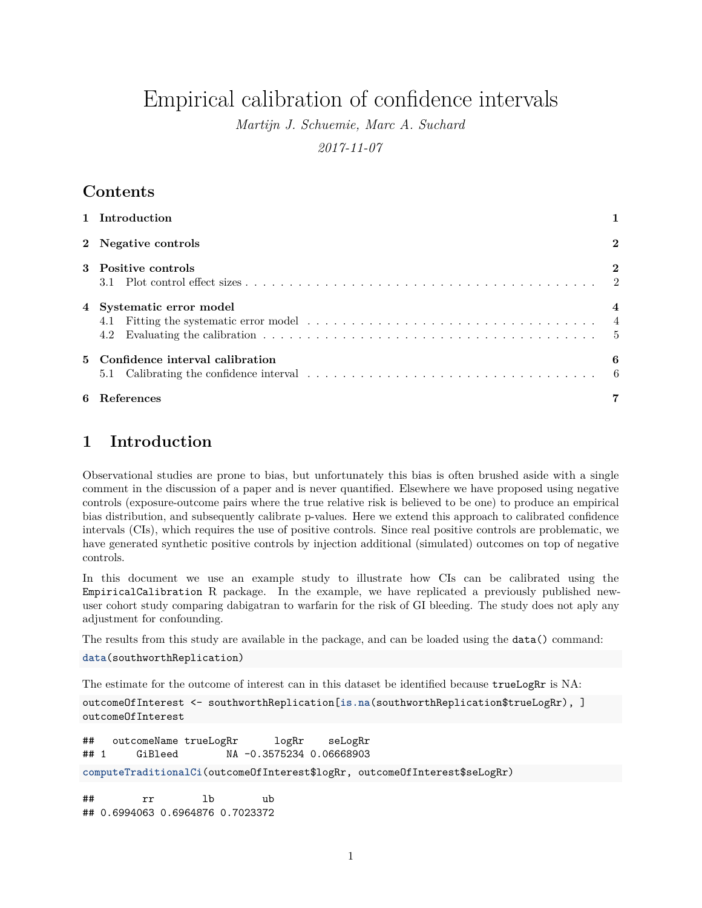# Empirical calibration of confidence intervals

*Martijn J. Schuemie, Marc A. Suchard*

*2017-11-07*

## Contents

1 Introduction 1

2 Negative controls 2

3 Positive controls 2
  3.1 Plot control effect sizes 2

4 Systematic error model 4
  4.1 Fitting the systematic error model 4
  4.2 Evaluating the calibration 5

5 Confidence interval calibration 6
  5.1 Calibrating the confidence interval 6

6 References 7

# 1 Introduction

Observational studies are prone to bias, but unfortunately this bias is often brushed aside with a single comment in the discussion of a paper and is never quantified. Elsewhere we have proposed using negative controls (exposure-outcome pairs where the true relative risk is believed to be one) to produce an empirical bias distribution, and subsequently calibrate p-values. Here we extend this approach to calibrated confidence intervals (CIs), which requires the use of positive controls. Since real positive controls are problematic, we have generated synthetic positive controls by injection additional (simulated) outcomes on top of negative controls.

In this document we use an example study to illustrate how CIs can be calibrated using the `EmpiricalCalibration` R package. In the example, we have replicated a previously published new-user cohort study comparing dabigatran to warfarin for the risk of GI bleeding. The study does not aply any adjustment for confounding.

The results from this study are available in the package, and can be loaded using the `data()` command:

```
data(southworthReplication)
```

The estimate for the outcome of interest can in this dataset be identified because `trueLogRr` is NA:

```
outcomeOfInterest <- southworthReplication[is.na(southworthReplication$trueLogRr), ]
outcomeOfInterest
```

```
##   outcomeName trueLogRr      logRr    seLogRr
## 1     GiBleed        NA -0.3575234 0.06668903
```

```
computeTraditionalCi(outcomeOfInterest$logRr, outcomeOfInterest$seLogRr)
```

```
##        rr        lb        ub
## 0.6994063 0.6964876 0.7023372
```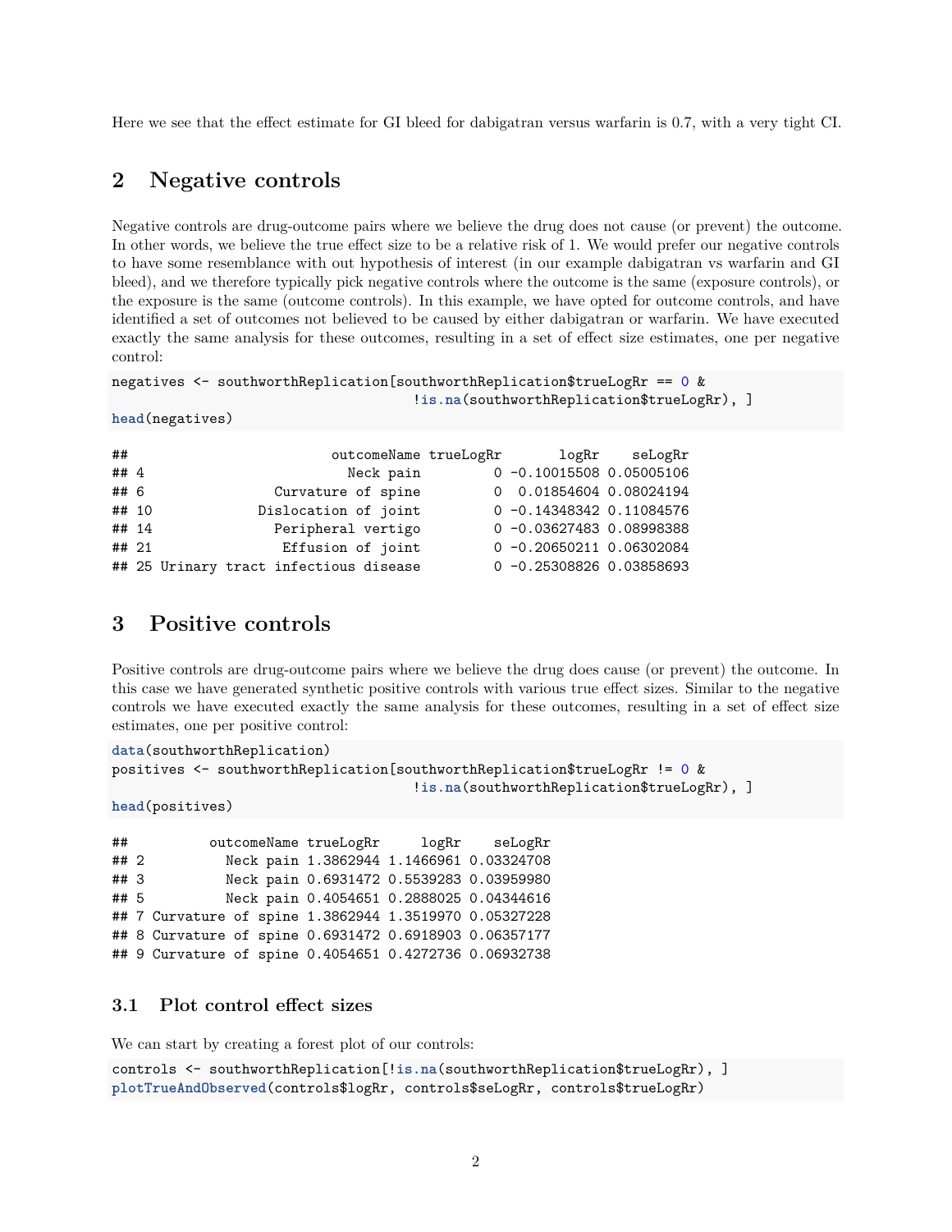Here we see that the effect estimate for GI bleed for dabigatran versus warfarin is 0.7, with a very tight CI.

# 2 Negative controls

Negative controls are drug-outcome pairs where we believe the drug does not cause (or prevent) the outcome. In other words, we believe the true effect size to be a relative risk of 1. We would prefer our negative controls to have some resemblance with out hypothesis of interest (in our example dabigatran vs warfarin and GI bleed), and we therefore typically pick negative controls where the outcome is the same (exposure controls), or the exposure is the same (outcome controls). In this example, we have opted for outcome controls, and have identified a set of outcomes not believed to be caused by either dabigatran or warfarin. We have executed exactly the same analysis for these outcomes, resulting in a set of effect size estimates, one per negative control:

```
negatives <- southworthReplication[southworthReplication$trueLogRr == 0 &
                                    !is.na(southworthReplication$trueLogRr), ]
head(negatives)
```

```
##                          outcomeName trueLogRr       logRr    seLogRr
## 4                          Neck pain         0 -0.10015508 0.05005106
## 6                  Curvature of spine        0  0.01854604 0.08024194
## 10               Dislocation of joint        0 -0.14348342 0.11084576
## 14                 Peripheral vertigo        0 -0.03627483 0.08998388
## 21                  Effusion of joint        0 -0.20650211 0.06302084
## 25 Urinary tract infectious disease          0 -0.25308826 0.03858693
```

# 3 Positive controls

Positive controls are drug-outcome pairs where we believe the drug does cause (or prevent) the outcome. In this case we have generated synthetic positive controls with various true effect sizes. Similar to the negative controls we have executed exactly the same analysis for these outcomes, resulting in a set of effect size estimates, one per positive control:

```
data(southworthReplication)
positives <- southworthReplication[southworthReplication$trueLogRr != 0 &
                                    !is.na(southworthReplication$trueLogRr), ]
head(positives)
```

```
##          outcomeName trueLogRr     logRr    seLogRr
## 2          Neck pain 1.3862944 1.1466961 0.03324708
## 3          Neck pain 0.6931472 0.5539283 0.03959980
## 5          Neck pain 0.4054651 0.2888025 0.04344616
## 7 Curvature of spine 1.3862944 1.3519970 0.05327228
## 8 Curvature of spine 0.6931472 0.6918903 0.06357177
## 9 Curvature of spine 0.4054651 0.4272736 0.06932738
```

## 3.1 Plot control effect sizes

We can start by creating a forest plot of our controls:

```
controls <- southworthReplication[!is.na(southworthReplication$trueLogRr), ]
plotTrueAndObserved(controls$logRr, controls$seLogRr, controls$trueLogRr)
```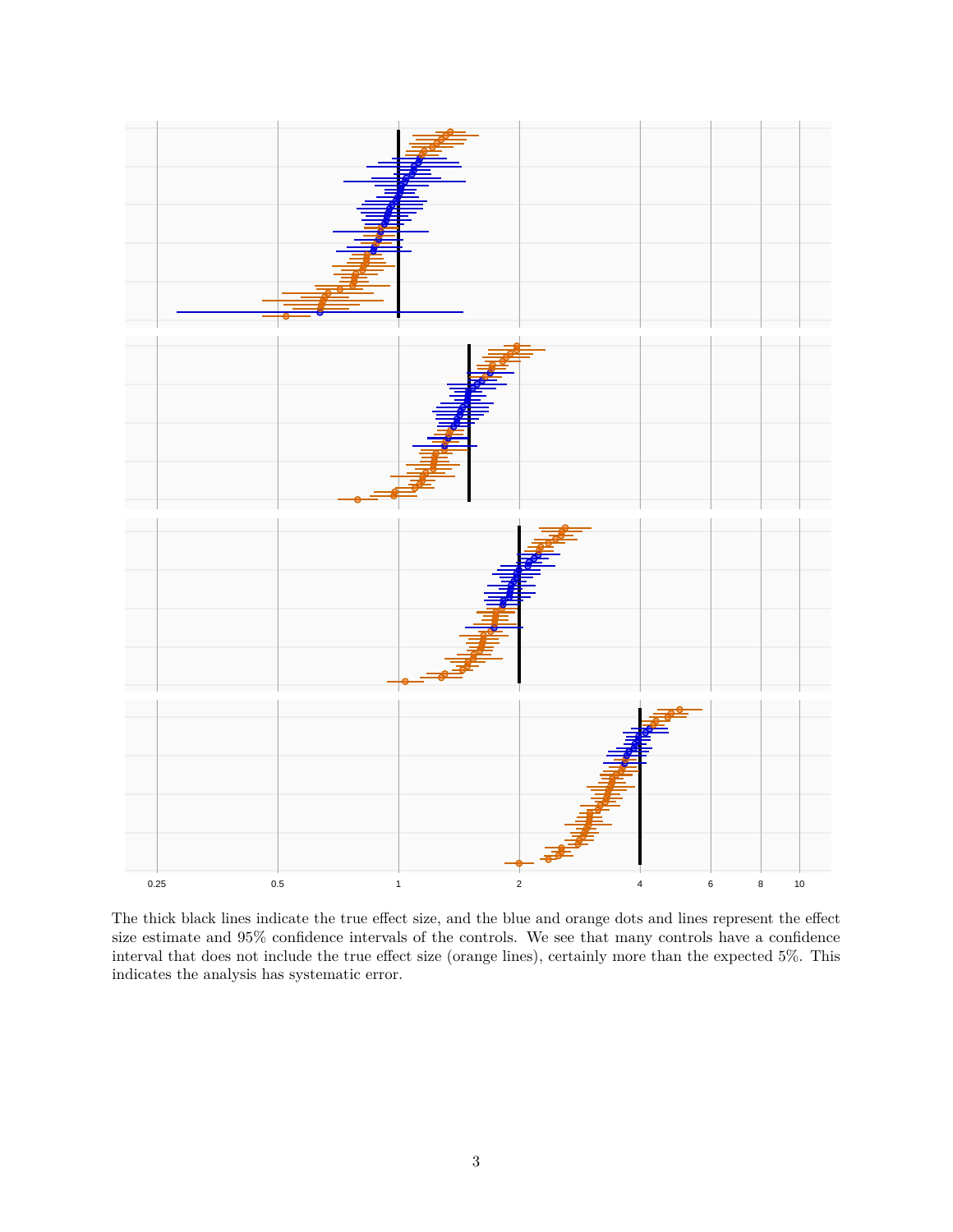The thick black lines indicate the true effect size, and the blue and orange dots and lines represent the effect size estimate and 95% confidence intervals of the controls. We see that many controls have a confidence interval that does not include the true effect size (orange lines), certainly more than the expected 5%. This indicates the analysis has systematic error.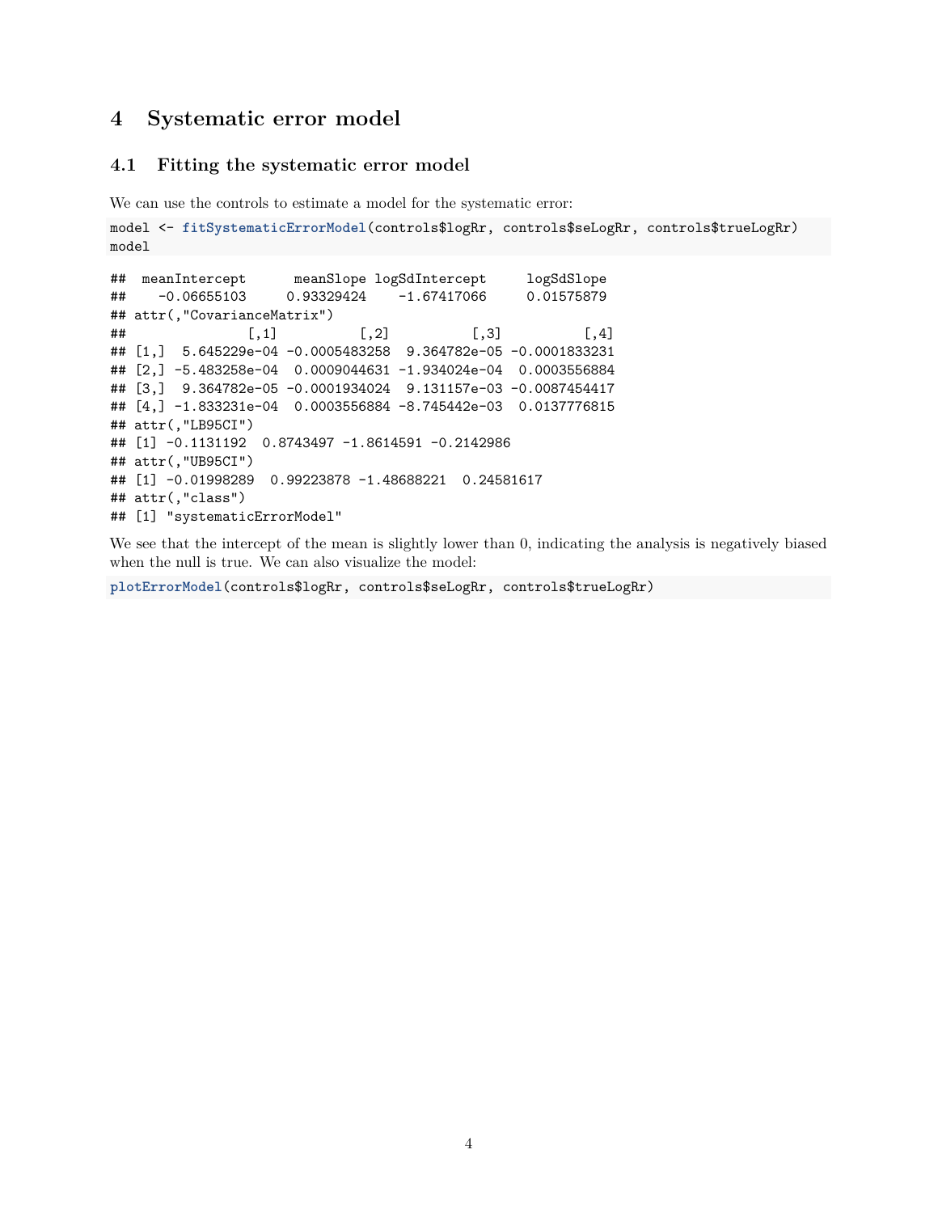# 4 Systematic error model

## 4.1 Fitting the systematic error model

We can use the controls to estimate a model for the systematic error:

```
model <- fitSystematicErrorModel(controls$logRr, controls$seLogRr, controls$trueLogRr)
model
```

```
##  meanIntercept      meanSlope logSdIntercept     logSdSlope 
##    -0.06655103     0.93329424    -1.67417066     0.01575879 
## attr(,"CovarianceMatrix")
##               [,1]          [,2]          [,3]          [,4]
## [1,]  5.645229e-04 -0.0005483258  9.364782e-05 -0.0001833231
## [2,] -5.483258e-04  0.0009044631 -1.934024e-04  0.0003556884
## [3,]  9.364782e-05 -0.0001934024  9.131157e-03 -0.0087454417
## [4,] -1.833231e-04  0.0003556884 -8.745442e-03  0.0137776815
## attr(,"LB95CI")
## [1] -0.1131192  0.8743497 -1.8614591 -0.2142986
## attr(,"UB95CI")
## [1] -0.01998289  0.99223878 -1.48688221  0.24581617
## attr(,"class")
## [1] "systematicErrorModel"
```

We see that the intercept of the mean is slightly lower than 0, indicating the analysis is negatively biased when the null is true. We can also visualize the model:

```
plotErrorModel(controls$logRr, controls$seLogRr, controls$trueLogRr)
```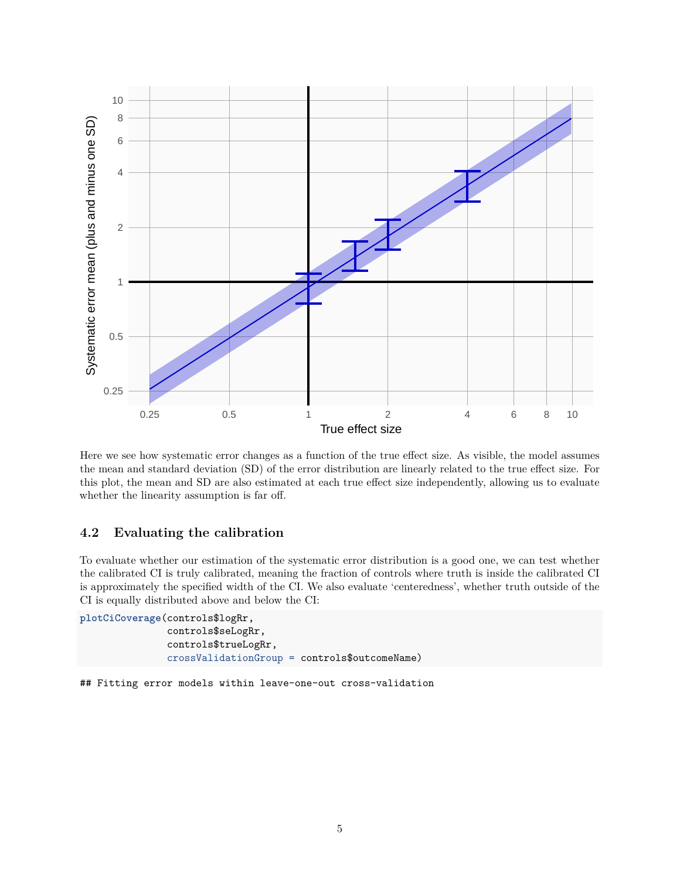Here we see how systematic error changes as a function of the true effect size. As visible, the model assumes the mean and standard deviation (SD) of the error distribution are linearly related to the true effect size. For this plot, the mean and SD are also estimated at each true effect size independently, allowing us to evaluate whether the linearity assumption is far off.

### 4.2 Evaluating the calibration

To evaluate whether our estimation of the systematic error distribution is a good one, we can test whether the calibrated CI is truly calibrated, meaning the fraction of controls where truth is inside the calibrated CI is approximately the specified width of the CI. We also evaluate 'centeredness', whether truth outside of the CI is equally distributed above and below the CI:

```
plotCiCoverage(controls$logRr,
               controls$seLogRr,
               controls$trueLogRr,
               crossValidationGroup = controls$outcomeName)
```

```
## Fitting error models within leave-one-out cross-validation
```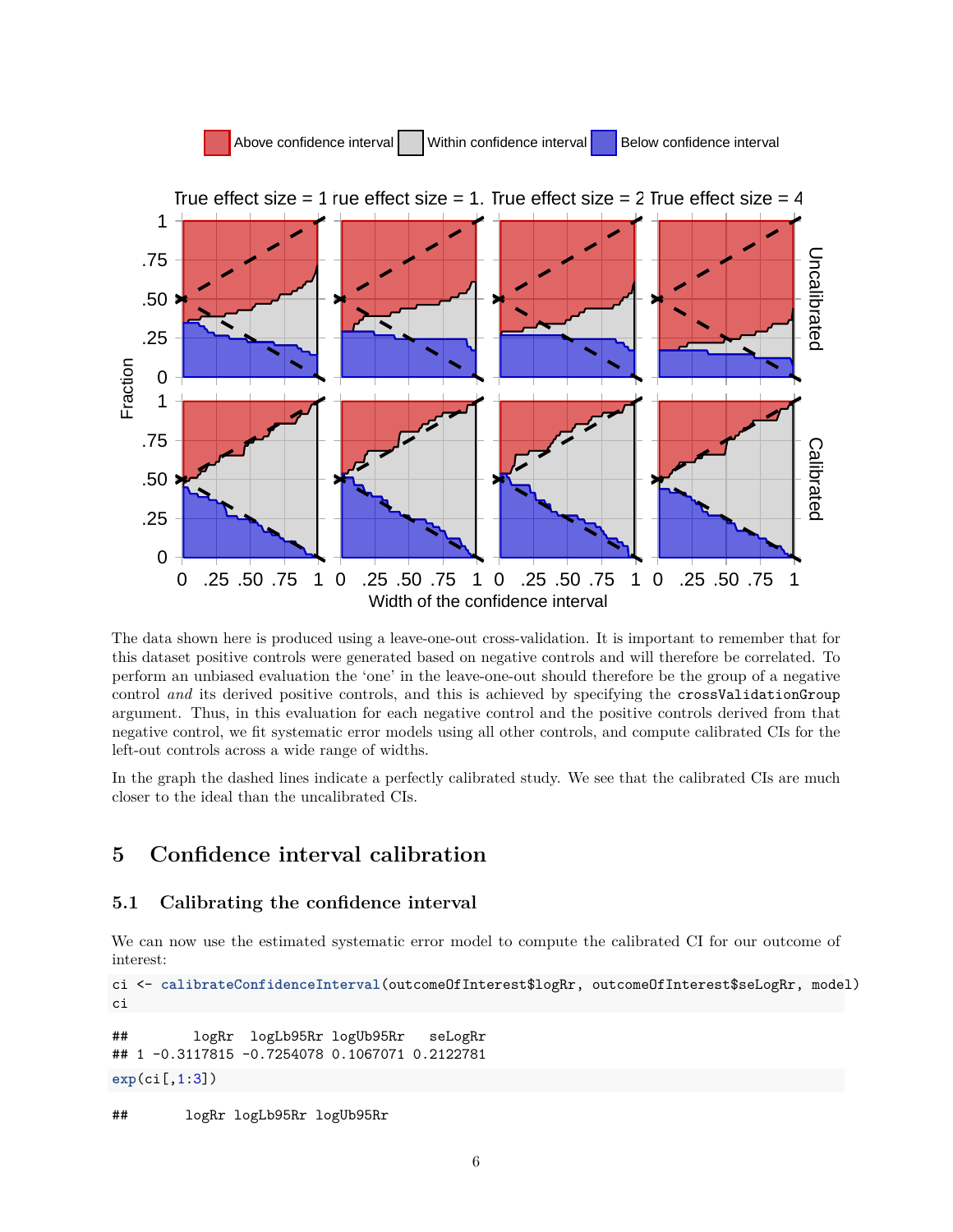The data shown here is produced using a leave-one-out cross-validation. It is important to remember that for this dataset positive controls were generated based on negative controls and will therefore be correlated. To perform an unbiased evaluation the 'one' in the leave-one-out should therefore be the group of a negative control *and* its derived positive controls, and this is achieved by specifying the `crossValidationGroup` argument. Thus, in this evaluation for each negative control and the positive controls derived from that negative control, we fit systematic error models using all other controls, and compute calibrated CIs for the left-out controls across a wide range of widths.

In the graph the dashed lines indicate a perfectly calibrated study. We see that the calibrated CIs are much closer to the ideal than the uncalibrated CIs.

# 5 Confidence interval calibration

## 5.1 Calibrating the confidence interval

We can now use the estimated systematic error model to compute the calibrated CI for our outcome of interest:

```
ci <- calibrateConfidenceInterval(outcomeOfInterest$logRr, outcomeOfInterest$seLogRr, model)
ci
```

```
##        logRr  logLb95Rr logUb95Rr   seLogRr
## 1 -0.3117815 -0.7254078 0.1067071 0.2122781
```

```
exp(ci[,1:3])
```

```
##       logRr logLb95Rr logUb95Rr
```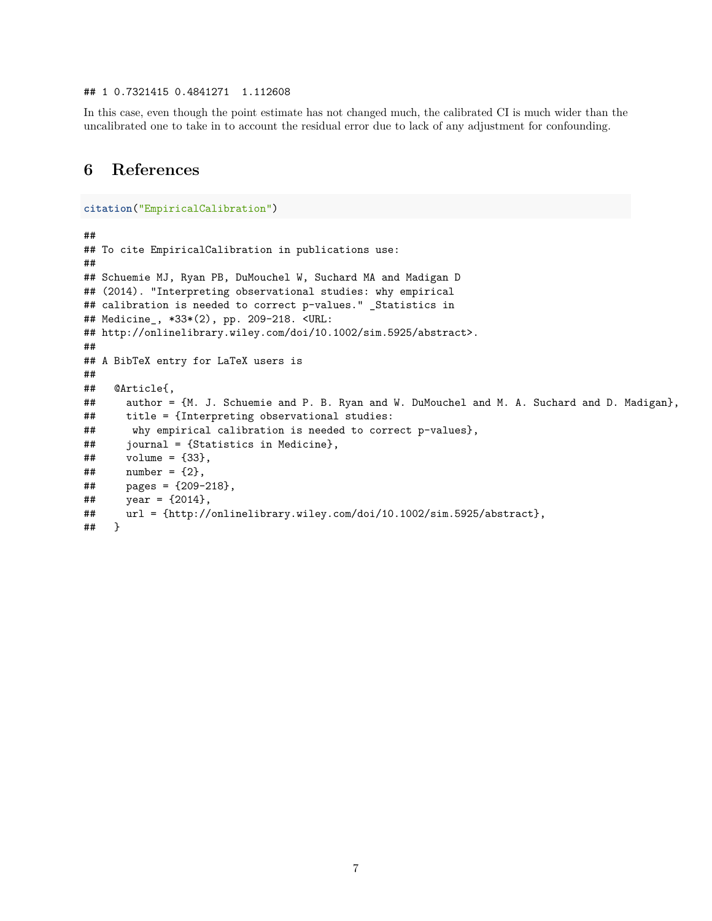```
## 1 0.7321415 0.4841271  1.112608
```

In this case, even though the point estimate has not changed much, the calibrated CI is much wider than the uncalibrated one to take in to account the residual error due to lack of any adjustment for confounding.

# 6 References

```r
citation("EmpiricalCalibration")
```

```
##
## To cite EmpiricalCalibration in publications use:
##
## Schuemie MJ, Ryan PB, DuMouchel W, Suchard MA and Madigan D
## (2014). "Interpreting observational studies: why empirical
## calibration is needed to correct p-values." _Statistics in
## Medicine_, *33*(2), pp. 209-218. <URL:
## http://onlinelibrary.wiley.com/doi/10.1002/sim.5925/abstract>.
##
## A BibTeX entry for LaTeX users is
##
##   @Article{,
##     author = {M. J. Schuemie and P. B. Ryan and W. DuMouchel and M. A. Suchard and D. Madigan},
##     title = {Interpreting observational studies:
##      why empirical calibration is needed to correct p-values},
##     journal = {Statistics in Medicine},
##     volume = {33},
##     number = {2},
##     pages = {209-218},
##     year = {2014},
##     url = {http://onlinelibrary.wiley.com/doi/10.1002/sim.5925/abstract},
##   }
```